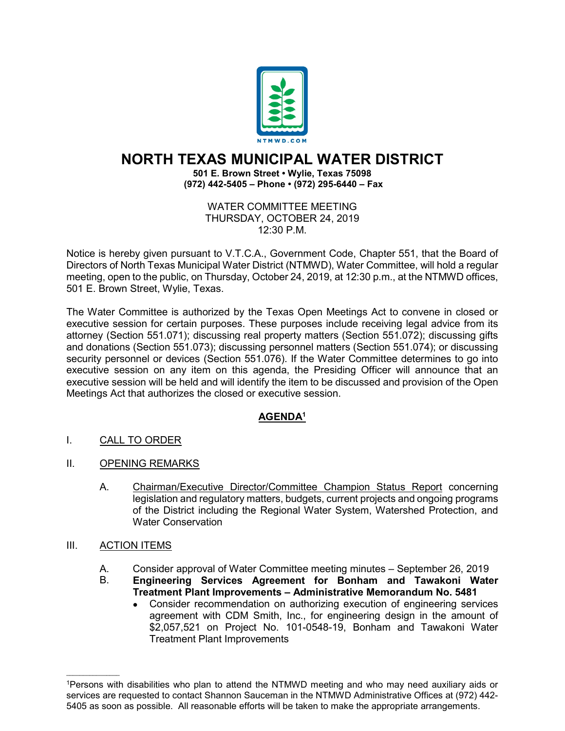NTMWD.COM

# NORTH TEXAS MUNICIPAL WATER DISTRICT

**501 E. Brown Street • Wylie, Texas 75098**
**(972) 442-5405 – Phone • (972) 295-6440 – Fax**

WATER COMMITTEE MEETING
THURSDAY, OCTOBER 24, 2019
12:30 P.M.

Notice is hereby given pursuant to V.T.C.A., Government Code, Chapter 551, that the Board of Directors of North Texas Municipal Water District (NTMWD), Water Committee, will hold a regular meeting, open to the public, on Thursday, October 24, 2019, at 12:30 p.m., at the NTMWD offices, 501 E. Brown Street, Wylie, Texas.

The Water Committee is authorized by the Texas Open Meetings Act to convene in closed or executive session for certain purposes. These purposes include receiving legal advice from its attorney (Section 551.071); discussing real property matters (Section 551.072); discussing gifts and donations (Section 551.073); discussing personnel matters (Section 551.074); or discussing security personnel or devices (Section 551.076). If the Water Committee determines to go into executive session on any item on this agenda, the Presiding Officer will announce that an executive session will be held and will identify the item to be discussed and provision of the Open Meetings Act that authorizes the closed or executive session.

## AGENDA[1]

I. CALL TO ORDER

II. OPENING REMARKS

A. Chairman/Executive Director/Committee Champion Status Report concerning legislation and regulatory matters, budgets, current projects and ongoing programs of the District including the Regional Water System, Watershed Protection, and Water Conservation

III. ACTION ITEMS

A. Consider approval of Water Committee meeting minutes – September 26, 2019

B. **Engineering Services Agreement for Bonham and Tawakoni Water Treatment Plant Improvements – Administrative Memorandum No. 5481**
- Consider recommendation on authorizing execution of engineering services agreement with CDM Smith, Inc., for engineering design in the amount of $2,057,521 on Project No. 101-0548-19, Bonham and Tawakoni Water Treatment Plant Improvements

---

[1]Persons with disabilities who plan to attend the NTMWD meeting and who may need auxiliary aids or services are requested to contact Shannon Sauceman in the NTMWD Administrative Offices at (972) 442-5405 as soon as possible. All reasonable efforts will be taken to make the appropriate arrangements.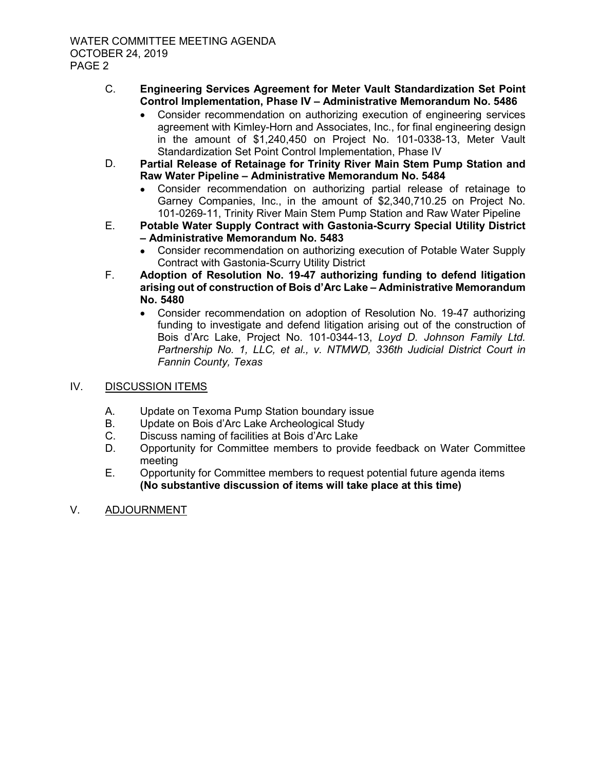C. **Engineering Services Agreement for Meter Vault Standardization Set Point Control Implementation, Phase IV – Administrative Memorandum No. 5486**
   - Consider recommendation on authorizing execution of engineering services agreement with Kimley-Horn and Associates, Inc., for final engineering design in the amount of $1,240,450 on Project No. 101-0338-13, Meter Vault Standardization Set Point Control Implementation, Phase IV

D. **Partial Release of Retainage for Trinity River Main Stem Pump Station and Raw Water Pipeline – Administrative Memorandum No. 5484**
   - Consider recommendation on authorizing partial release of retainage to Garney Companies, Inc., in the amount of $2,340,710.25 on Project No. 101-0269-11, Trinity River Main Stem Pump Station and Raw Water Pipeline

E. **Potable Water Supply Contract with Gastonia-Scurry Special Utility District – Administrative Memorandum No. 5483**
   - Consider recommendation on authorizing execution of Potable Water Supply Contract with Gastonia-Scurry Utility District

F. **Adoption of Resolution No. 19-47 authorizing funding to defend litigation arising out of construction of Bois d'Arc Lake – Administrative Memorandum No. 5480**
   - Consider recommendation on adoption of Resolution No. 19-47 authorizing funding to investigate and defend litigation arising out of the construction of Bois d'Arc Lake, Project No. 101-0344-13, *Loyd D. Johnson Family Ltd. Partnership No. 1, LLC, et al., v. NTMWD, 336th Judicial District Court in Fannin County, Texas*

## IV. DISCUSSION ITEMS

A. Update on Texoma Pump Station boundary issue
B. Update on Bois d'Arc Lake Archeological Study
C. Discuss naming of facilities at Bois d'Arc Lake
D. Opportunity for Committee members to provide feedback on Water Committee meeting
E. Opportunity for Committee members to request potential future agenda items **(No substantive discussion of items will take place at this time)**

## V. ADJOURNMENT